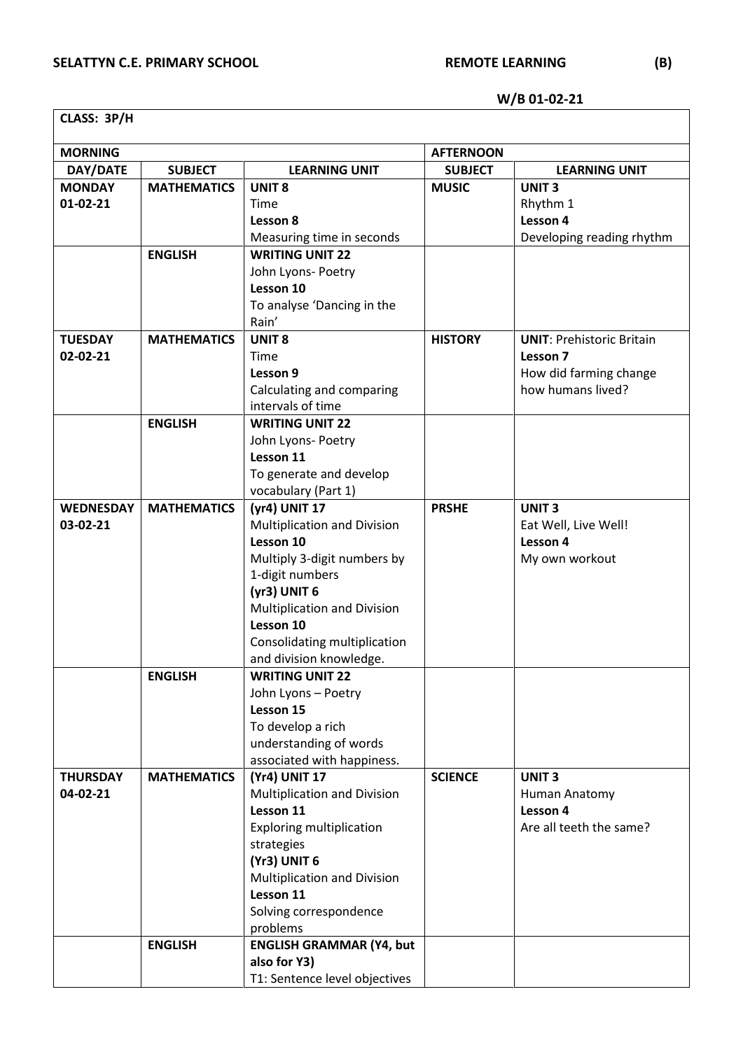**SELATTYN C.E. PRIMARY SCHOOL** **REMOTE LEARNING** **(B)**

**W/B 01-02-21**

| **CLASS: 3P/H** | | | | |
|---|---|---|---|---|
| **MORNING** | | | **AFTERNOON** | |
| **DAY/DATE** | **SUBJECT** | **LEARNING UNIT** | **SUBJECT** | **LEARNING UNIT** |
| **MONDAY** 01-02-21 | **MATHEMATICS** | **UNIT 8** Time **Lesson 8** Measuring time in seconds | **MUSIC** | **UNIT 3** Rhythm 1 **Lesson 4** Developing reading rhythm |
| | **ENGLISH** | **WRITING UNIT 22** John Lyons- Poetry **Lesson 10** To analyse 'Dancing in the Rain' | | |
| **TUESDAY** 02-02-21 | **MATHEMATICS** | **UNIT 8** Time **Lesson 9** Calculating and comparing intervals of time | **HISTORY** | **UNIT**: Prehistoric Britain **Lesson 7** How did farming change how humans lived? |
| | **ENGLISH** | **WRITING UNIT 22** John Lyons- Poetry **Lesson 11** To generate and develop vocabulary (Part 1) | | |
| **WEDNESDAY** 03-02-21 | **MATHEMATICS** | **(yr4) UNIT 17** Multiplication and Division **Lesson 10** Multiply 3-digit numbers by 1-digit numbers **(yr3) UNIT 6** Multiplication and Division **Lesson 10** Consolidating multiplication and division knowledge. | **PRSHE** | **UNIT 3** Eat Well, Live Well! **Lesson 4** My own workout |
| | **ENGLISH** | **WRITING UNIT 22** John Lyons – Poetry **Lesson 15** To develop a rich understanding of words associated with happiness. | | |
| **THURSDAY** 04-02-21 | **MATHEMATICS** | **(Yr4) UNIT 17** Multiplication and Division **Lesson 11** Exploring multiplication strategies **(Yr3) UNIT 6** Multiplication and Division **Lesson 11** Solving correspondence problems | **SCIENCE** | **UNIT 3** Human Anatomy **Lesson 4** Are all teeth the same? |
| | **ENGLISH** | **ENGLISH GRAMMAR (Y4, but also for Y3)** T1: Sentence level objectives | | |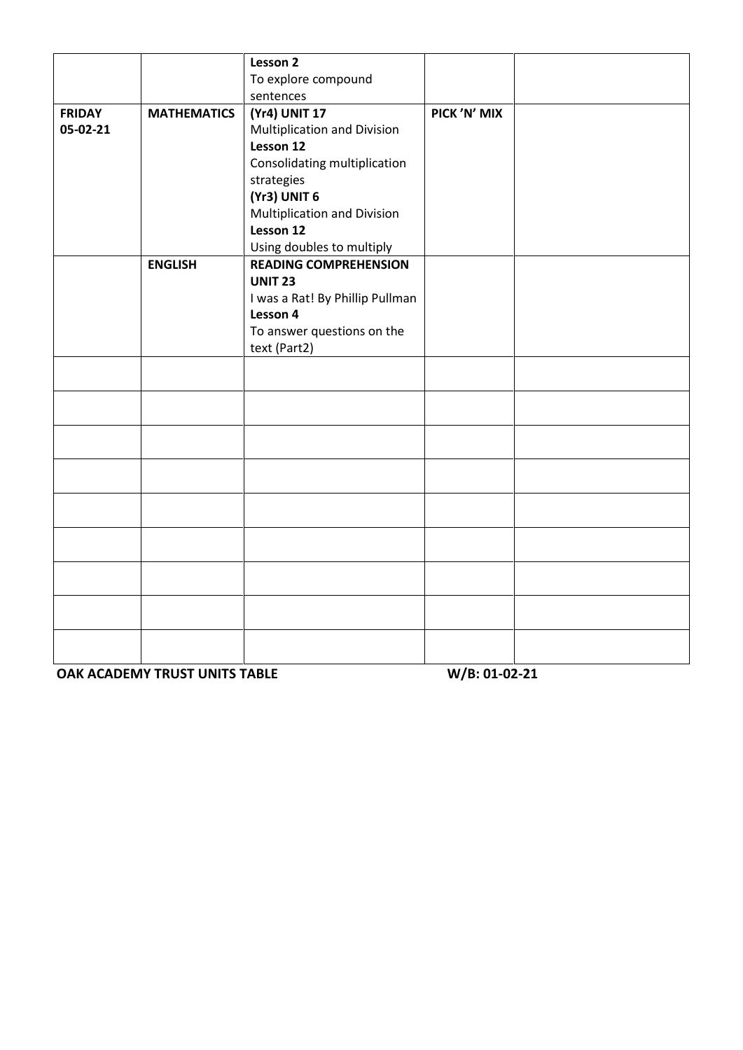| | | | | |
|---|---|---|---|---|
| | | **Lesson 2**<br>To explore compound sentences | | |
| **FRIDAY**<br>**05-02-21** | **MATHEMATICS** | **(Yr4) UNIT 17**<br>Multiplication and Division<br>**Lesson 12**<br>Consolidating multiplication strategies<br>**(Yr3) UNIT 6**<br>Multiplication and Division<br>**Lesson 12**<br>Using doubles to multiply | **PICK 'N' MIX** | |
| | **ENGLISH** | **READING COMPREHENSION**<br>**UNIT 23**<br>I was a Rat! By Phillip Pullman<br>**Lesson 4**<br>To answer questions on the text (Part2) | | |
| | | | | |
| | | | | |
| | | | | |
| | | | | |
| | | | | |
| | | | | |
| | | | | |
| | | | | |
| | | | | |

**OAK ACADEMY TRUST UNITS TABLE** **W/B: 01-02-21**